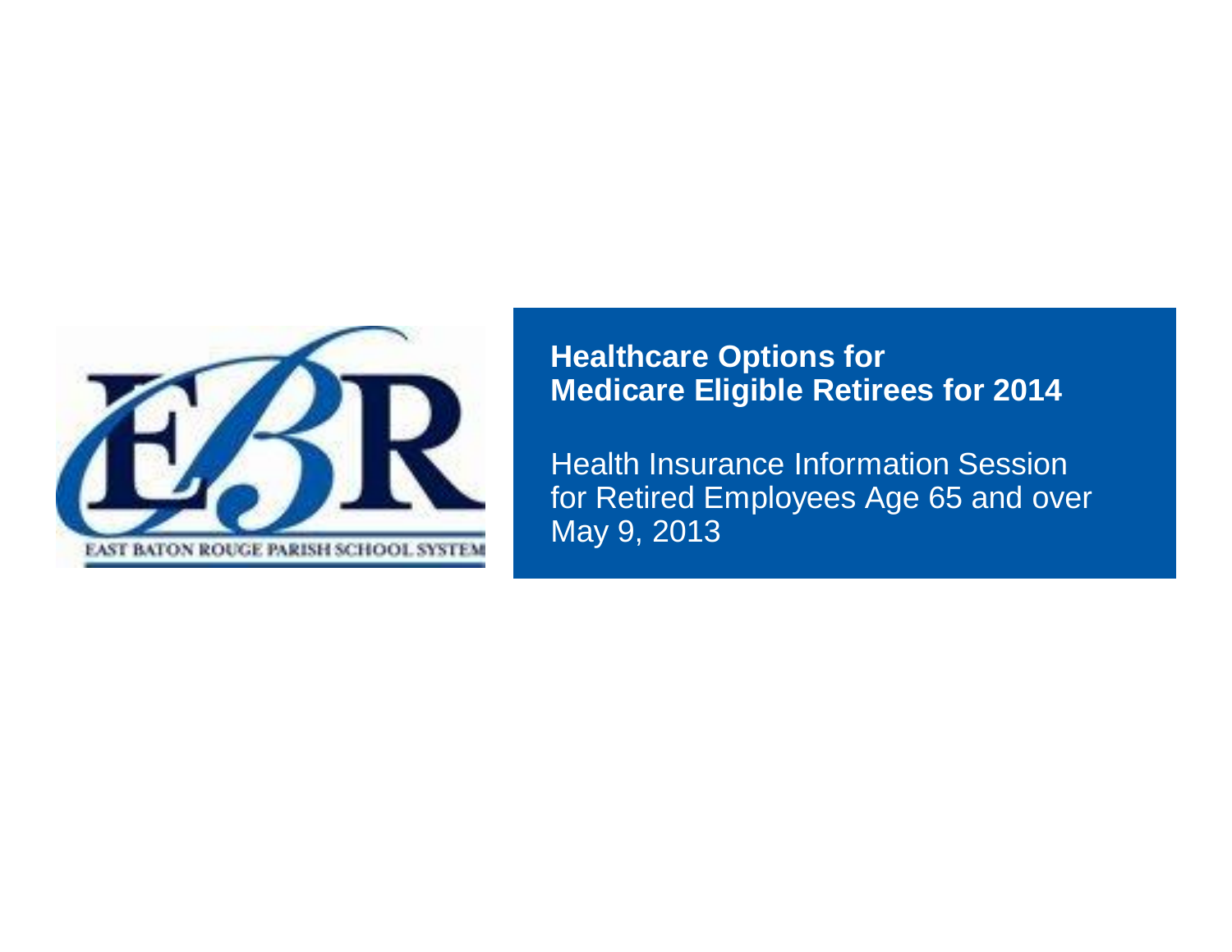EAST BATON ROUGE PARISH SCHOOL SYSTEM

# Healthcare Options for Medicare Eligible Retirees for 2014

Health Insurance Information Session for Retired Employees Age 65 and over
May 9, 2013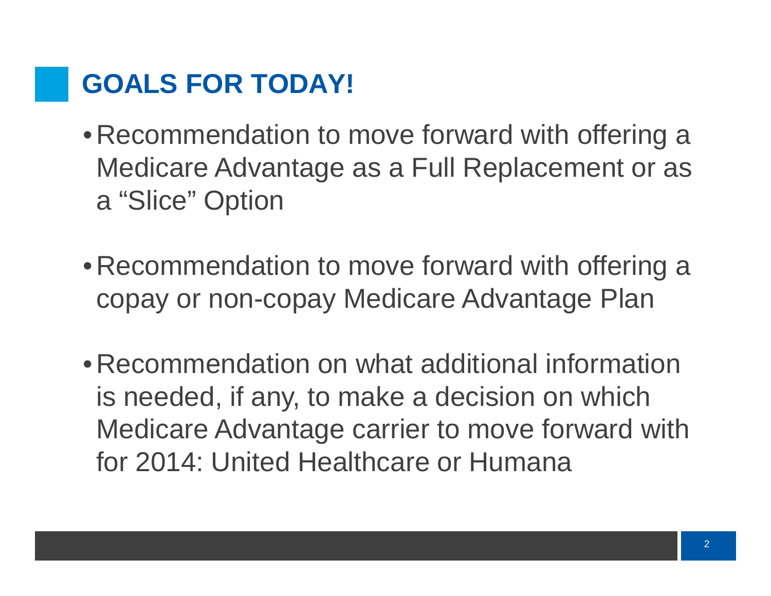# GOALS FOR TODAY!

- Recommendation to move forward with offering a Medicare Advantage as a Full Replacement or as a "Slice" Option

- Recommendation to move forward with offering a copay or non-copay Medicare Advantage Plan

- Recommendation on what additional information is needed, if any, to make a decision on which Medicare Advantage carrier to move forward with for 2014: United Healthcare or Humana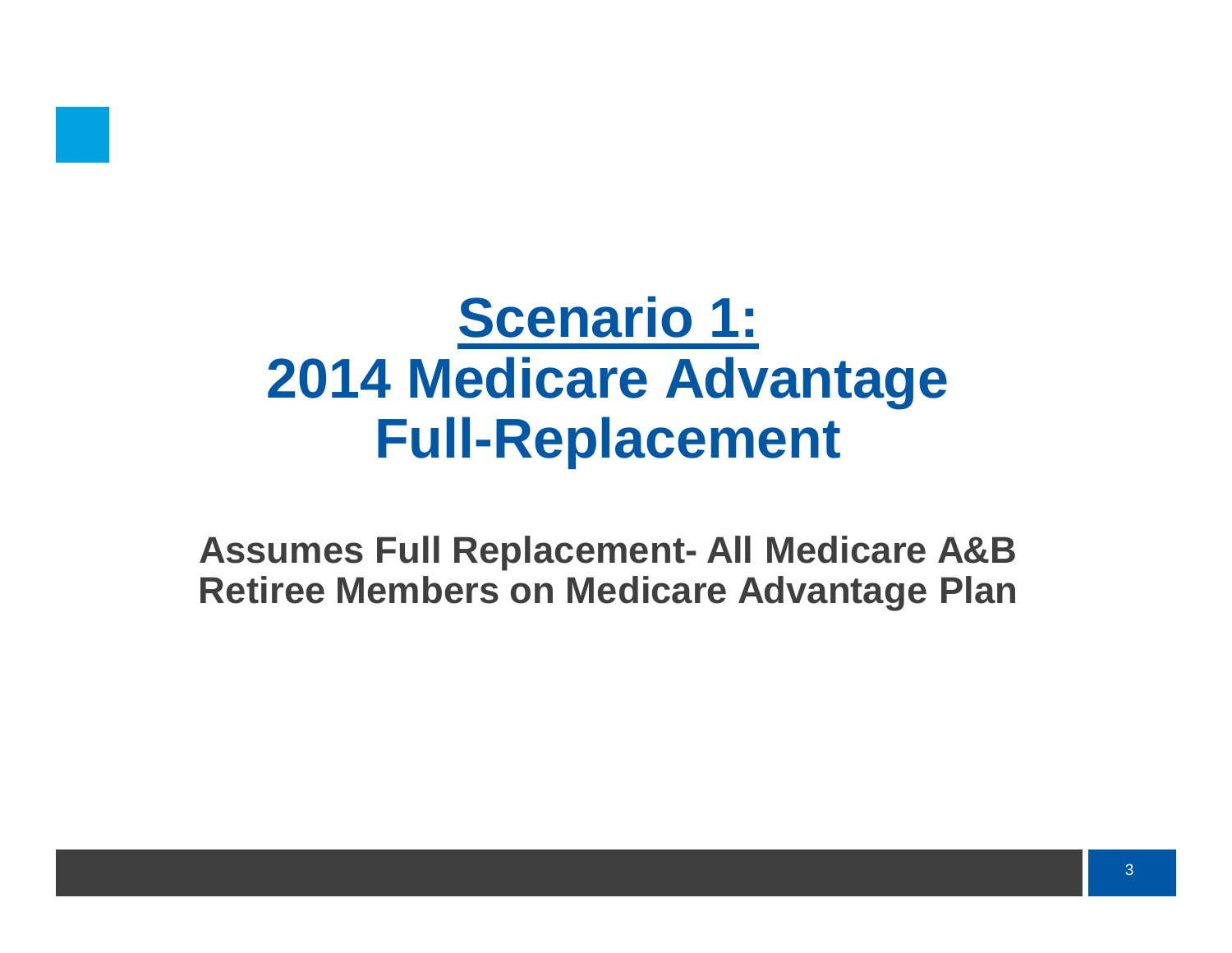# Scenario 1: 2014 Medicare Advantage Full-Replacement

**Assumes Full Replacement- All Medicare A&B Retiree Members on Medicare Advantage Plan**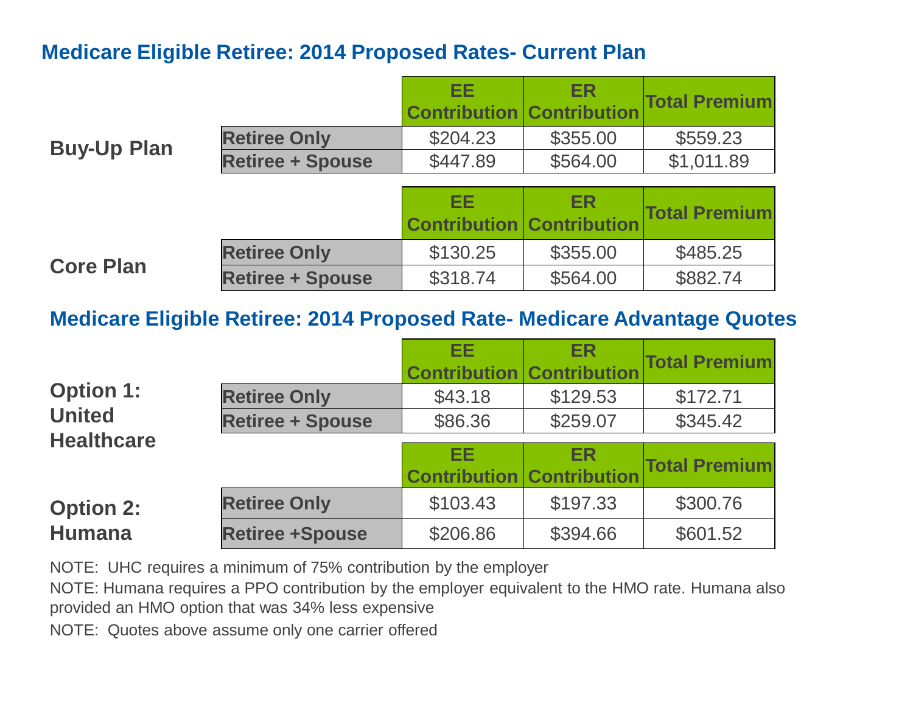## Medicare Eligible Retiree: 2014 Proposed Rates- Current Plan

**Buy-Up Plan**

| | EE Contribution | ER Contribution | Total Premium |
|---|---|---|---|
| Retiree Only | $204.23 | $355.00 | $559.23 |
| Retiree + Spouse | $447.89 | $564.00 | $1,011.89 |

**Core Plan**

| | EE Contribution | ER Contribution | Total Premium |
|---|---|---|---|
| Retiree Only | $130.25 | $355.00 | $485.25 |
| Retiree + Spouse | $318.74 | $564.00 | $882.74 |

## Medicare Eligible Retiree: 2014 Proposed Rate- Medicare Advantage Quotes

**Option 1: United Healthcare**

| | EE Contribution | ER Contribution | Total Premium |
|---|---|---|---|
| Retiree Only | $43.18 | $129.53 | $172.71 |
| Retiree + Spouse | $86.36 | $259.07 | $345.42 |

**Option 2: Humana**

| | EE Contribution | ER Contribution | Total Premium |
|---|---|---|---|
| Retiree Only | $103.43 | $197.33 | $300.76 |
| Retiree +Spouse | $206.86 | $394.66 | $601.52 |

NOTE: UHC requires a minimum of 75% contribution by the employer

NOTE: Humana requires a PPO contribution by the employer equivalent to the HMO rate. Humana also provided an HMO option that was 34% less expensive

NOTE: Quotes above assume only one carrier offered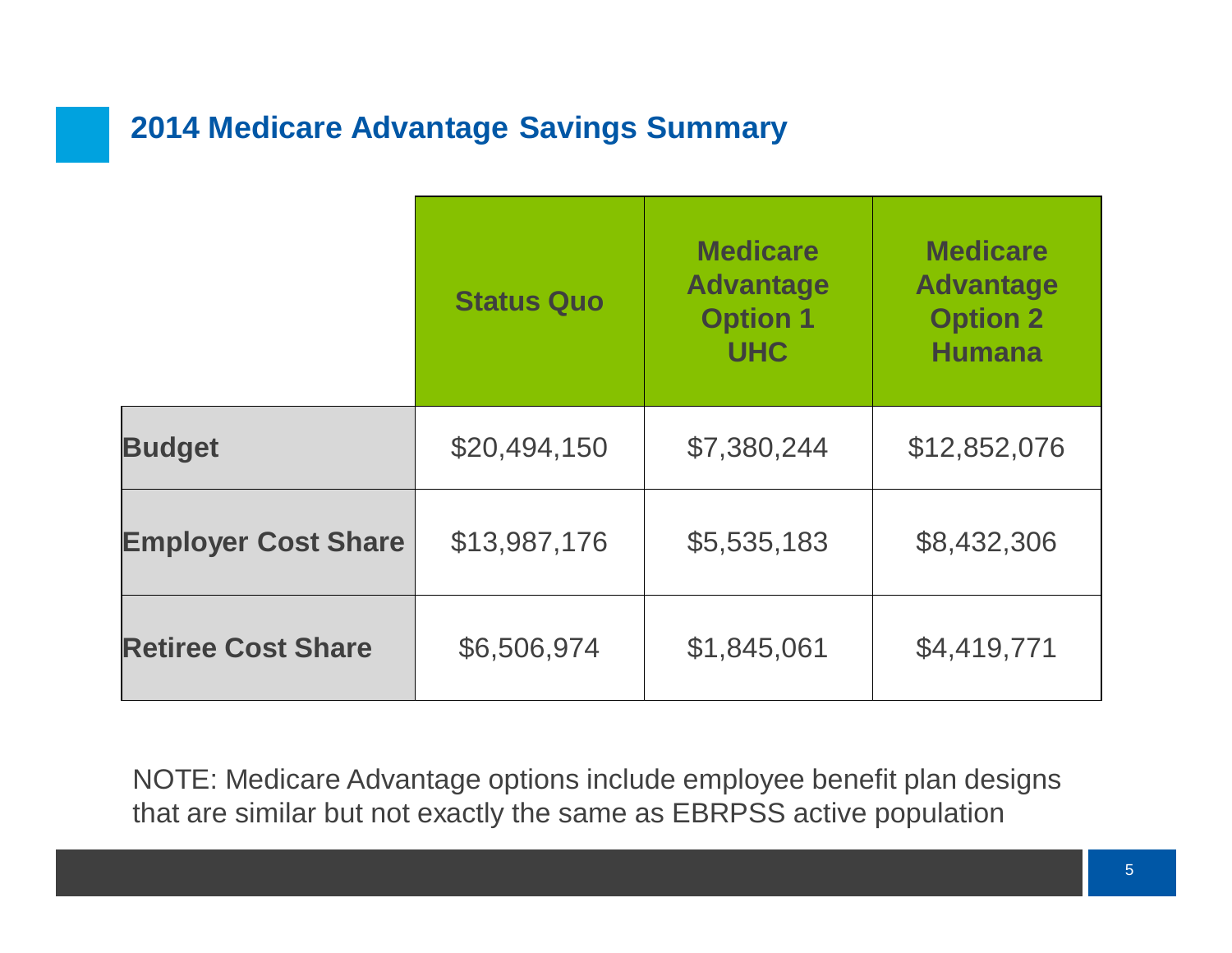## 2014 Medicare Advantage Savings Summary

| | Status Quo | Medicare Advantage Option 1 UHC | Medicare Advantage Option 2 Humana |
|---|---|---|---|
| **Budget** | $20,494,150 | $7,380,244 | $12,852,076 |
| **Employer Cost Share** | $13,987,176 | $5,535,183 | $8,432,306 |
| **Retiree Cost Share** | $6,506,974 | $1,845,061 | $4,419,771 |

NOTE: Medicare Advantage options include employee benefit plan designs that are similar but not exactly the same as EBRPSS active population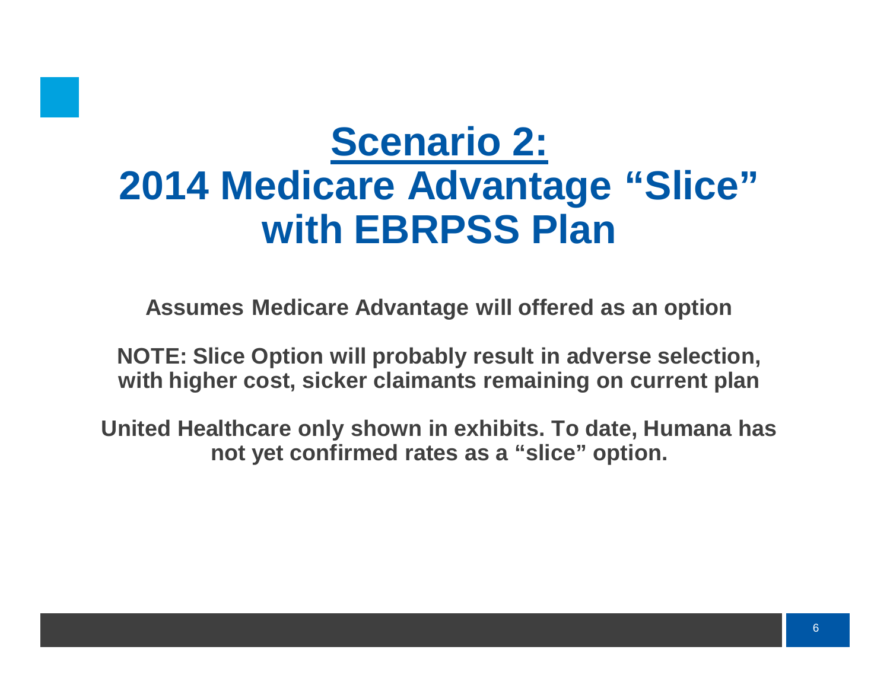# Scenario 2:
# 2014 Medicare Advantage "Slice" with EBRPSS Plan

**Assumes Medicare Advantage will offered as an option**

**NOTE: Slice Option will probably result in adverse selection, with higher cost, sicker claimants remaining on current plan**

**United Healthcare only shown in exhibits. To date, Humana has not yet confirmed rates as a "slice" option.**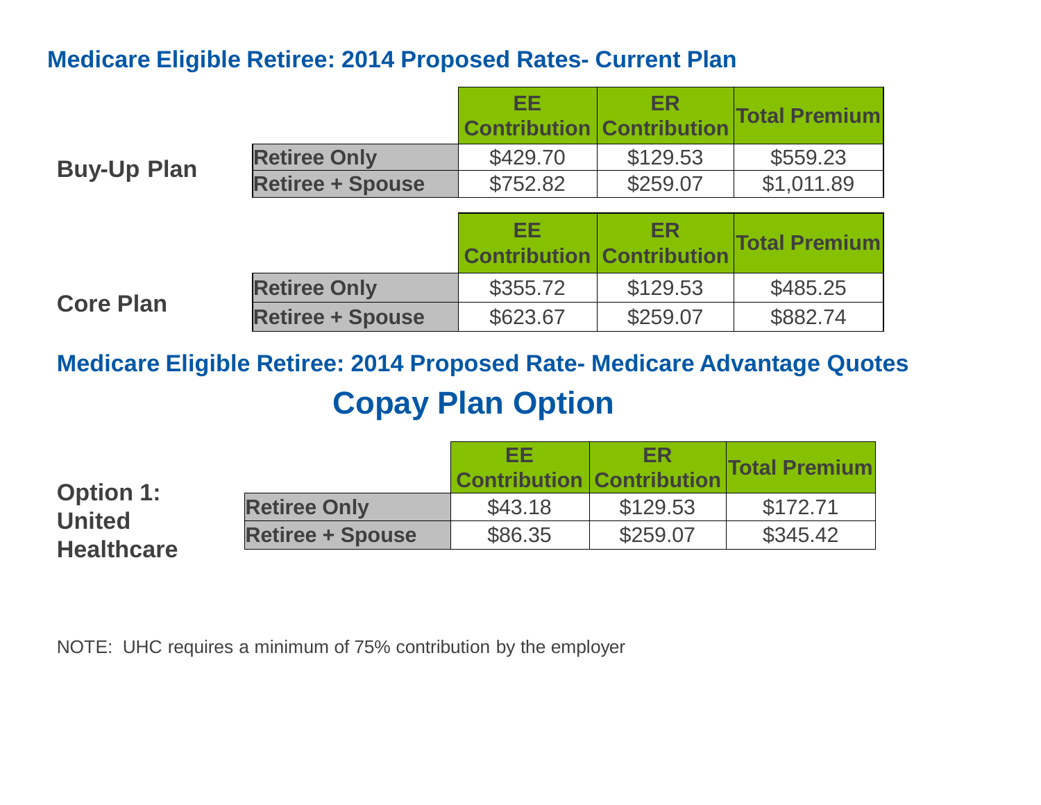## Medicare Eligible Retiree: 2014 Proposed Rates- Current Plan

**Buy-Up Plan**

| | EE Contribution | ER Contribution | Total Premium |
|---|---|---|---|
| Retiree Only | $429.70 | $129.53 | $559.23 |
| Retiree + Spouse | $752.82 | $259.07 | $1,011.89 |

**Core Plan**

| | EE Contribution | ER Contribution | Total Premium |
|---|---|---|---|
| Retiree Only | $355.72 | $129.53 | $485.25 |
| Retiree + Spouse | $623.67 | $259.07 | $882.74 |

## Medicare Eligible Retiree: 2014 Proposed Rate- Medicare Advantage Quotes

# Copay Plan Option

**Option 1: United Healthcare**

| | EE Contribution | ER Contribution | Total Premium |
|---|---|---|---|
| Retiree Only | $43.18 | $129.53 | $172.71 |
| Retiree + Spouse | $86.35 | $259.07 | $345.42 |

NOTE: UHC requires a minimum of 75% contribution by the employer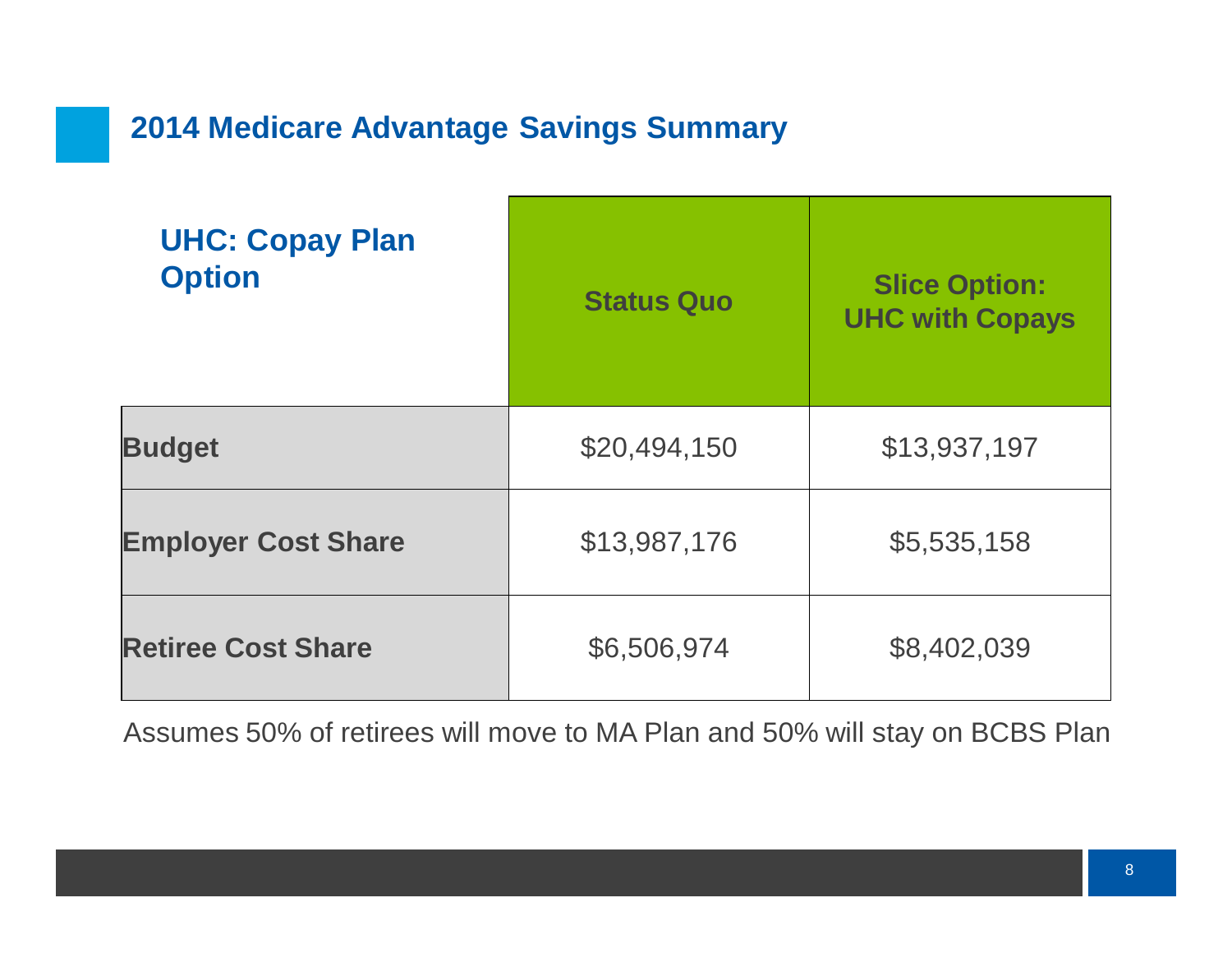## 2014 Medicare Advantage Savings Summary

| UHC: Copay Plan Option | Status Quo | Slice Option: UHC with Copays |
|---|---|---|
| **Budget** | $20,494,150 | $13,937,197 |
| **Employer Cost Share** | $13,987,176 | $5,535,158 |
| **Retiree Cost Share** | $6,506,974 | $8,402,039 |

Assumes 50% of retirees will move to MA Plan and 50% will stay on BCBS Plan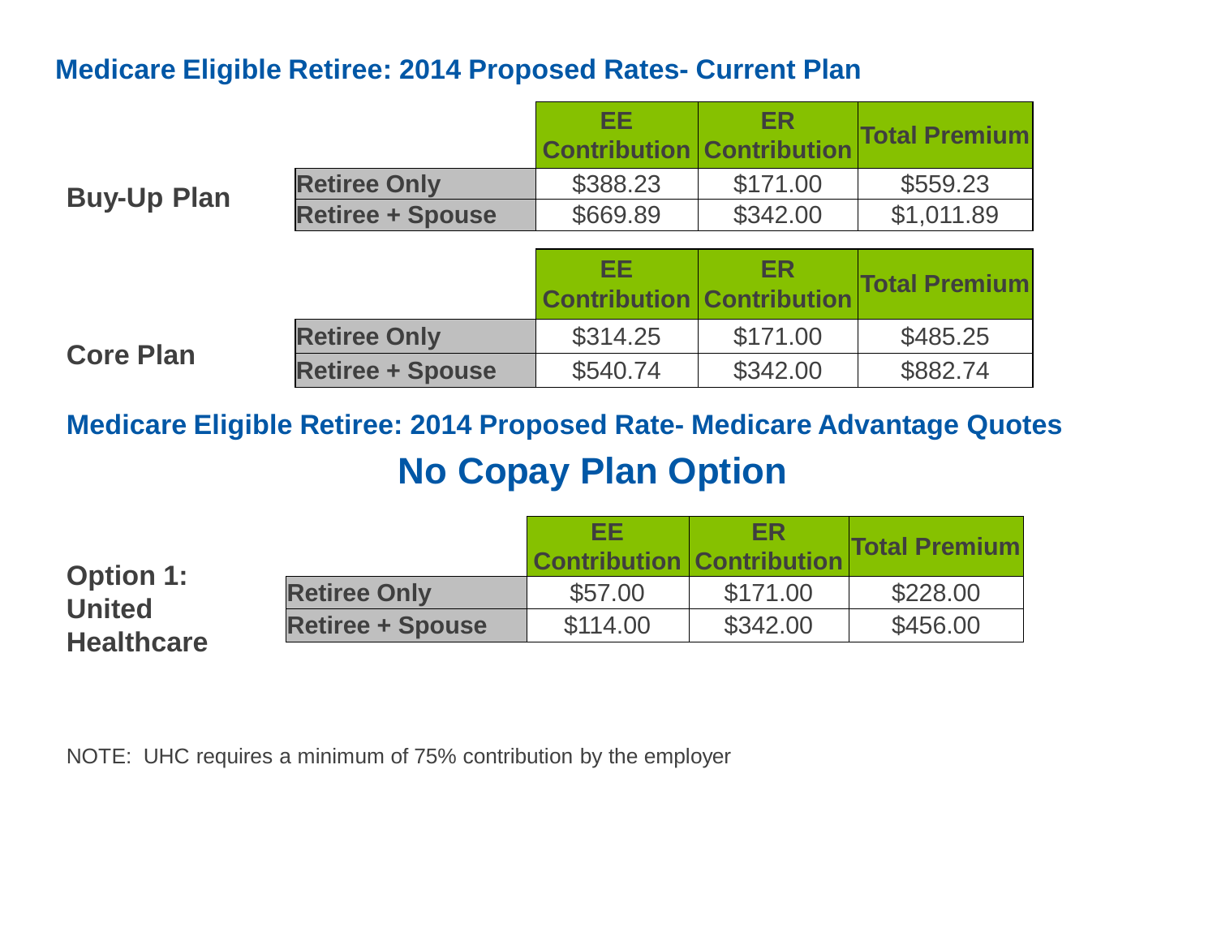## Medicare Eligible Retiree: 2014 Proposed Rates- Current Plan

**Buy-Up Plan**

| | EE Contribution | ER Contribution | Total Premium |
|---|---|---|---|
| **Retiree Only** | $388.23 | $171.00 | $559.23 |
| **Retiree + Spouse** | $669.89 | $342.00 | $1,011.89 |

**Core Plan**

| | EE Contribution | ER Contribution | Total Premium |
|---|---|---|---|
| **Retiree Only** | $314.25 | $171.00 | $485.25 |
| **Retiree + Spouse** | $540.74 | $342.00 | $882.74 |

## Medicare Eligible Retiree: 2014 Proposed Rate- Medicare Advantage Quotes

# No Copay Plan Option

**Option 1: United Healthcare**

| | EE Contribution | ER Contribution | Total Premium |
|---|---|---|---|
| **Retiree Only** | $57.00 | $171.00 | $228.00 |
| **Retiree + Spouse** | $114.00 | $342.00 | $456.00 |

NOTE: UHC requires a minimum of 75% contribution by the employer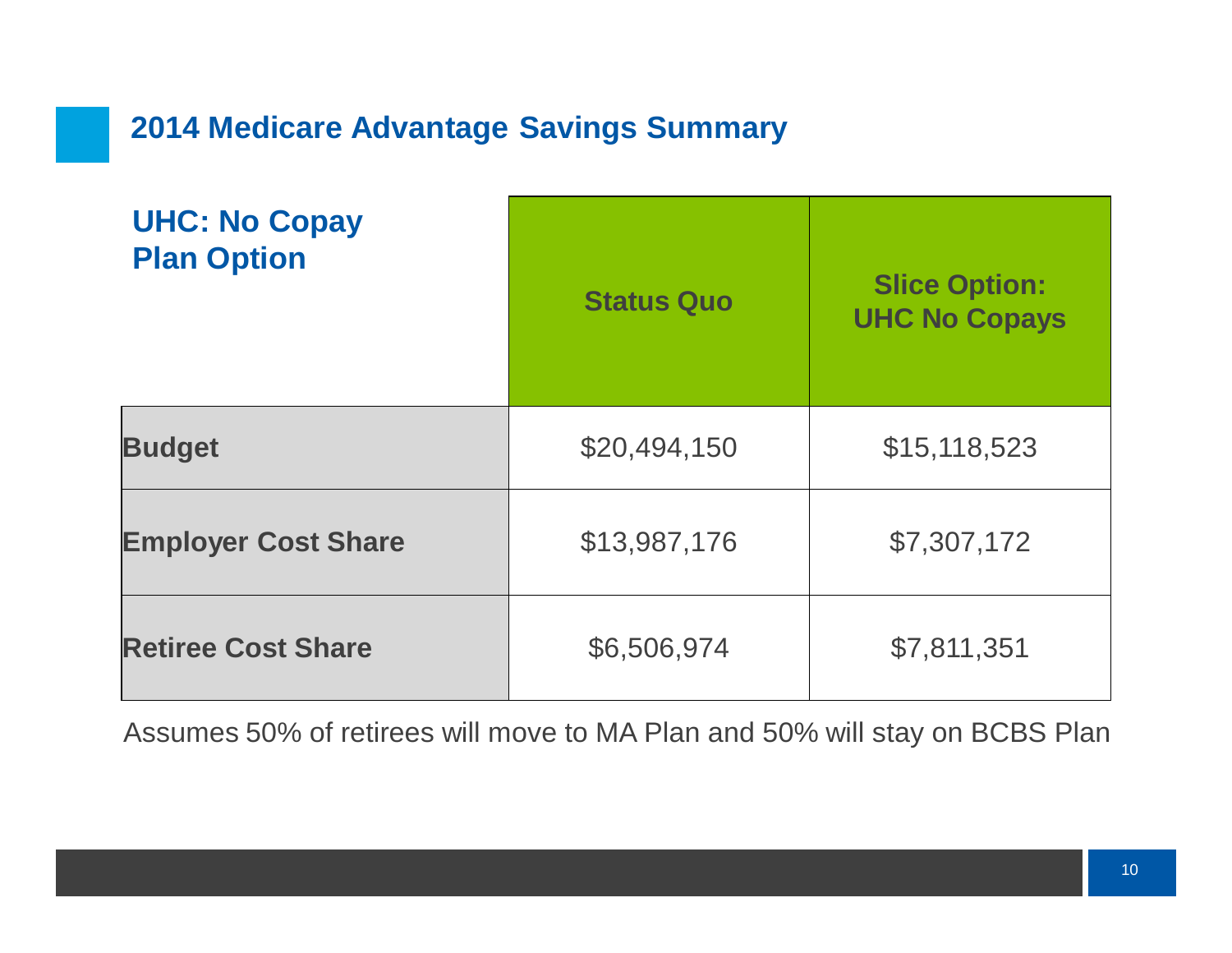## 2014 Medicare Advantage Savings Summary

| UHC: No Copay Plan Option | Status Quo | Slice Option: UHC No Copays |
|---|---|---|
| **Budget** | $20,494,150 | $15,118,523 |
| **Employer Cost Share** | $13,987,176 | $7,307,172 |
| **Retiree Cost Share** | $6,506,974 | $7,811,351 |

Assumes 50% of retirees will move to MA Plan and 50% will stay on BCBS Plan